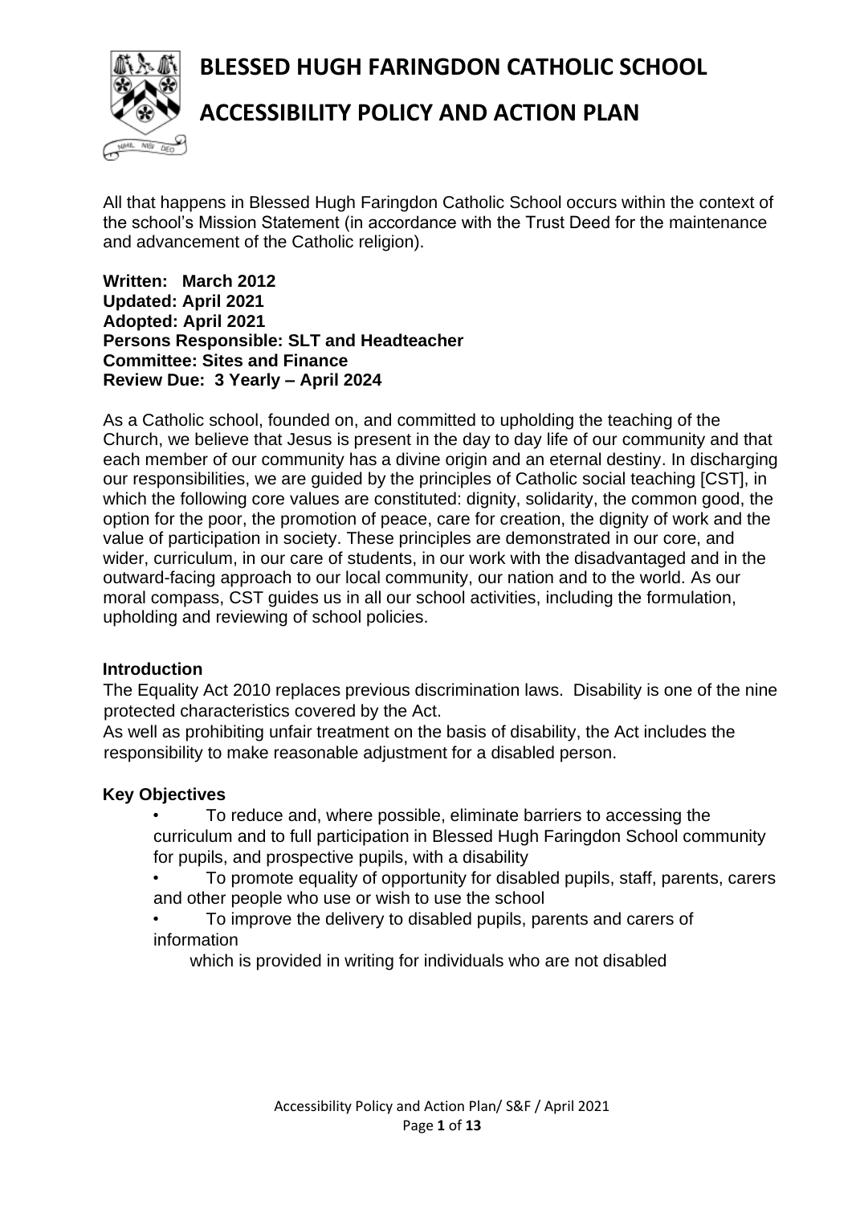# BLESSED HUGH FARINGDON CATHOLIC SCHOOL

# ACCESSIBILITY POLICY AND ACTION PLAN

All that happens in Blessed Hugh Faringdon Catholic School occurs within the context of the school's Mission Statement (in accordance with the Trust Deed for the maintenance and advancement of the Catholic religion).

**Written: March 2012**
**Updated: April 2021**
**Adopted: April 2021**
**Persons Responsible: SLT and Headteacher**
**Committee: Sites and Finance**
**Review Due: 3 Yearly – April 2024**

As a Catholic school, founded on, and committed to upholding the teaching of the Church, we believe that Jesus is present in the day to day life of our community and that each member of our community has a divine origin and an eternal destiny. In discharging our responsibilities, we are guided by the principles of Catholic social teaching [CST], in which the following core values are constituted: dignity, solidarity, the common good, the option for the poor, the promotion of peace, care for creation, the dignity of work and the value of participation in society. These principles are demonstrated in our core, and wider, curriculum, in our care of students, in our work with the disadvantaged and in the outward-facing approach to our local community, our nation and to the world. As our moral compass, CST guides us in all our school activities, including the formulation, upholding and reviewing of school policies.

## Introduction

The Equality Act 2010 replaces previous discrimination laws. Disability is one of the nine protected characteristics covered by the Act.

As well as prohibiting unfair treatment on the basis of disability, the Act includes the responsibility to make reasonable adjustment for a disabled person.

## Key Objectives

- To reduce and, where possible, eliminate barriers to accessing the curriculum and to full participation in Blessed Hugh Faringdon School community for pupils, and prospective pupils, with a disability
- To promote equality of opportunity for disabled pupils, staff, parents, carers and other people who use or wish to use the school
- To improve the delivery to disabled pupils, parents and carers of information which is provided in writing for individuals who are not disabled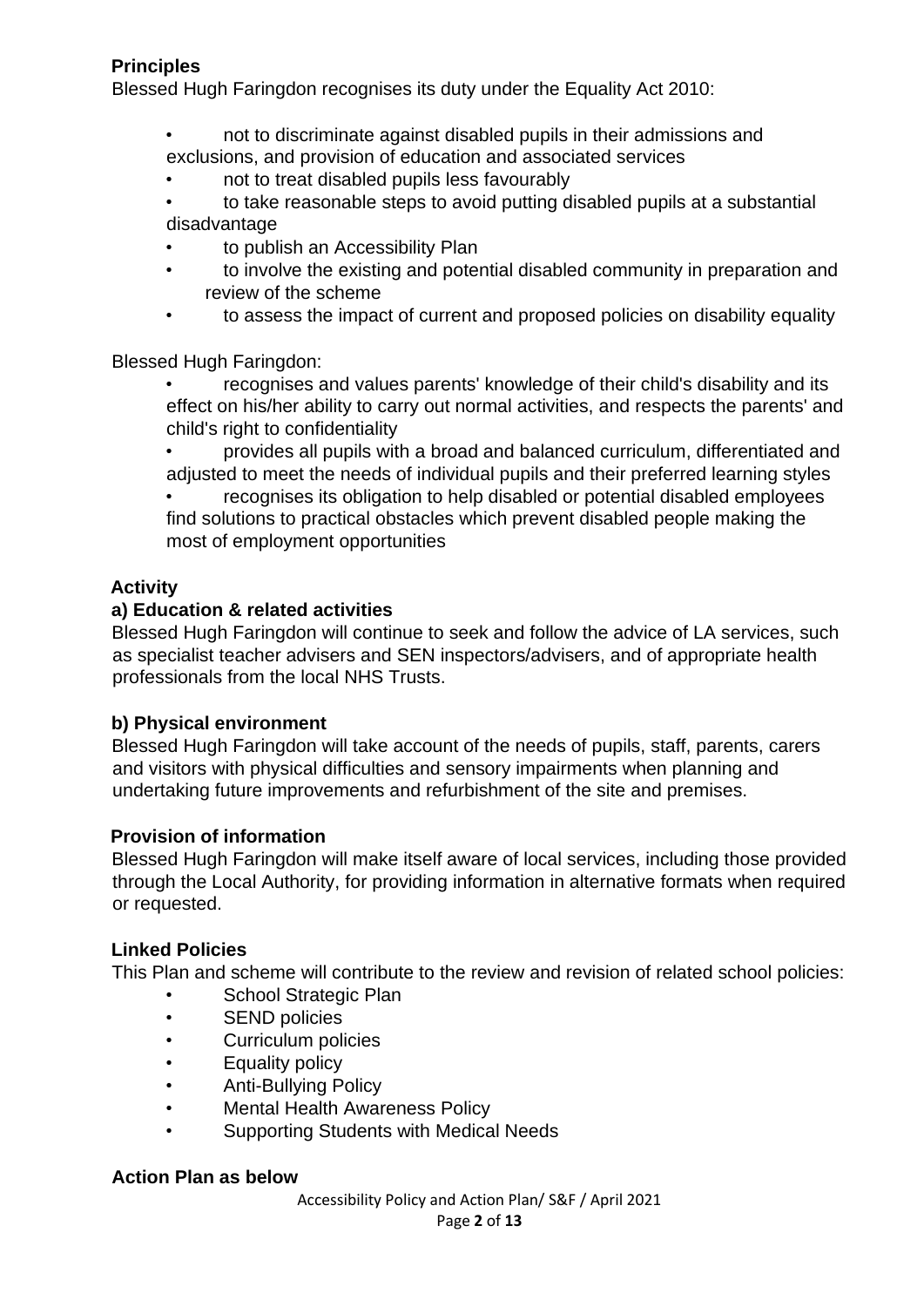### Principles

Blessed Hugh Faringdon recognises its duty under the Equality Act 2010:

- not to discriminate against disabled pupils in their admissions and exclusions, and provision of education and associated services
- not to treat disabled pupils less favourably
- to take reasonable steps to avoid putting disabled pupils at a substantial disadvantage
- to publish an Accessibility Plan
- to involve the existing and potential disabled community in preparation and review of the scheme
- to assess the impact of current and proposed policies on disability equality

Blessed Hugh Faringdon:

- recognises and values parents' knowledge of their child's disability and its effect on his/her ability to carry out normal activities, and respects the parents' and child's right to confidentiality
- provides all pupils with a broad and balanced curriculum, differentiated and adjusted to meet the needs of individual pupils and their preferred learning styles
- recognises its obligation to help disabled or potential disabled employees find solutions to practical obstacles which prevent disabled people making the most of employment opportunities

### Activity

#### a) Education & related activities

Blessed Hugh Faringdon will continue to seek and follow the advice of LA services, such as specialist teacher advisers and SEN inspectors/advisers, and of appropriate health professionals from the local NHS Trusts.

#### b) Physical environment

Blessed Hugh Faringdon will take account of the needs of pupils, staff, parents, carers and visitors with physical difficulties and sensory impairments when planning and undertaking future improvements and refurbishment of the site and premises.

#### Provision of information

Blessed Hugh Faringdon will make itself aware of local services, including those provided through the Local Authority, for providing information in alternative formats when required or requested.

### Linked Policies

This Plan and scheme will contribute to the review and revision of related school policies:

- School Strategic Plan
- SEND policies
- Curriculum policies
- Equality policy
- Anti-Bullying Policy
- Mental Health Awareness Policy
- Supporting Students with Medical Needs

**Action Plan as below**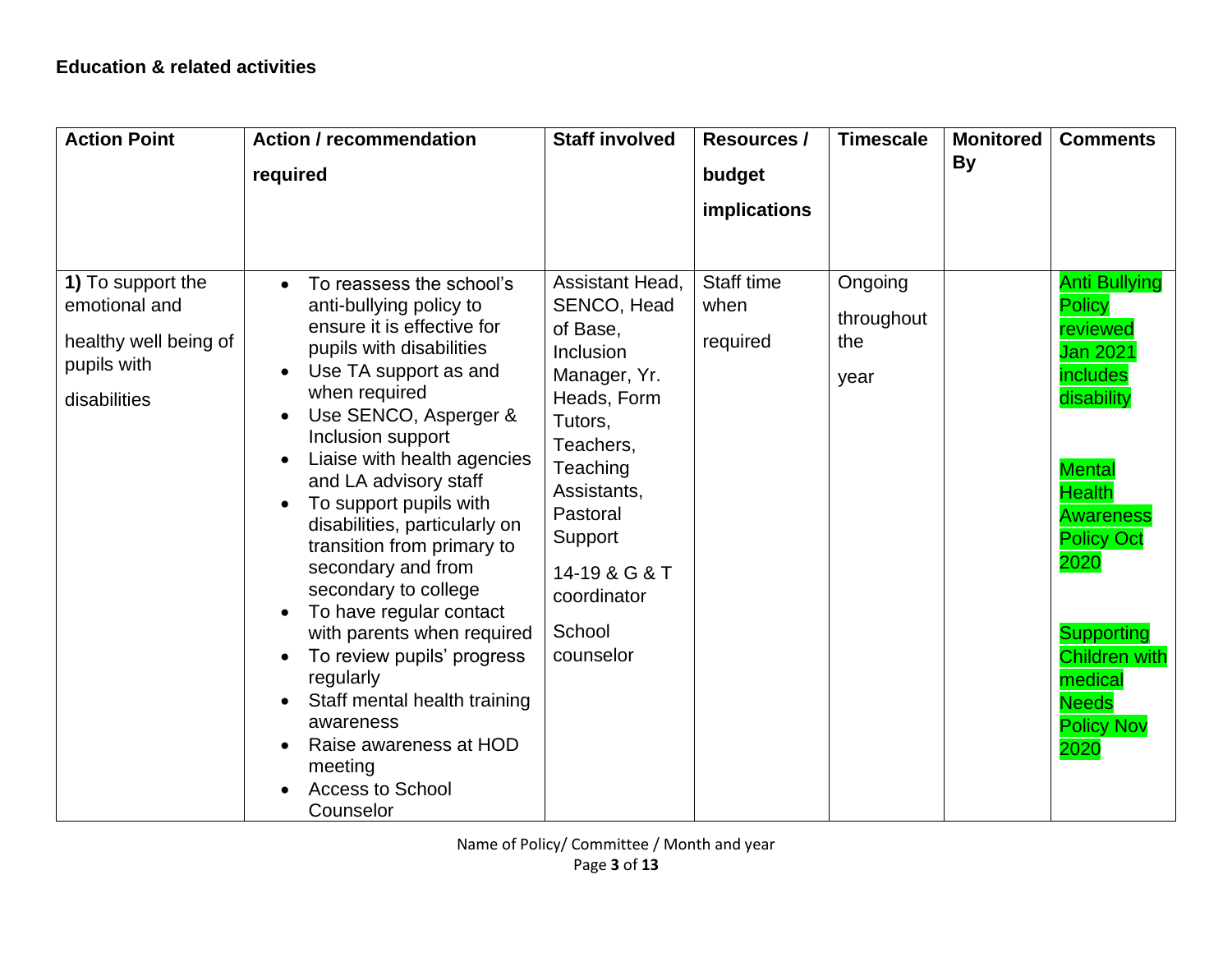**Education & related activities**

| Action Point | Action / recommendation required | Staff involved | Resources / budget implications | Timescale | Monitored By | Comments |
|---|---|---|---|---|---|---|
| **1)** To support the emotional and healthy well being of pupils with disabilities | • To reassess the school's anti-bullying policy to ensure it is effective for pupils with disabilities<br>• Use TA support as and when required<br>• Use SENCO, Asperger & Inclusion support<br>• Liaise with health agencies and LA advisory staff<br>• To support pupils with disabilities, particularly on transition from primary to secondary and from secondary to college<br>• To have regular contact with parents when required<br>• To review pupils' progress regularly<br>• Staff mental health training awareness<br>• Raise awareness at HOD meeting<br>• Access to School Counselor | Assistant Head, SENCO, Head of Base, Inclusion Manager, Yr. Heads, Form Tutors, Teachers, Teaching Assistants, Pastoral Support<br>14-19 & G & T coordinator<br>School counselor | Staff time when required | Ongoing throughout the year | | Anti Bullying Policy reviewed Jan 2021 includes disability<br><br>Mental Health Awareness Policy Oct 2020<br><br>Supporting Children with medical Needs Policy Nov 2020 |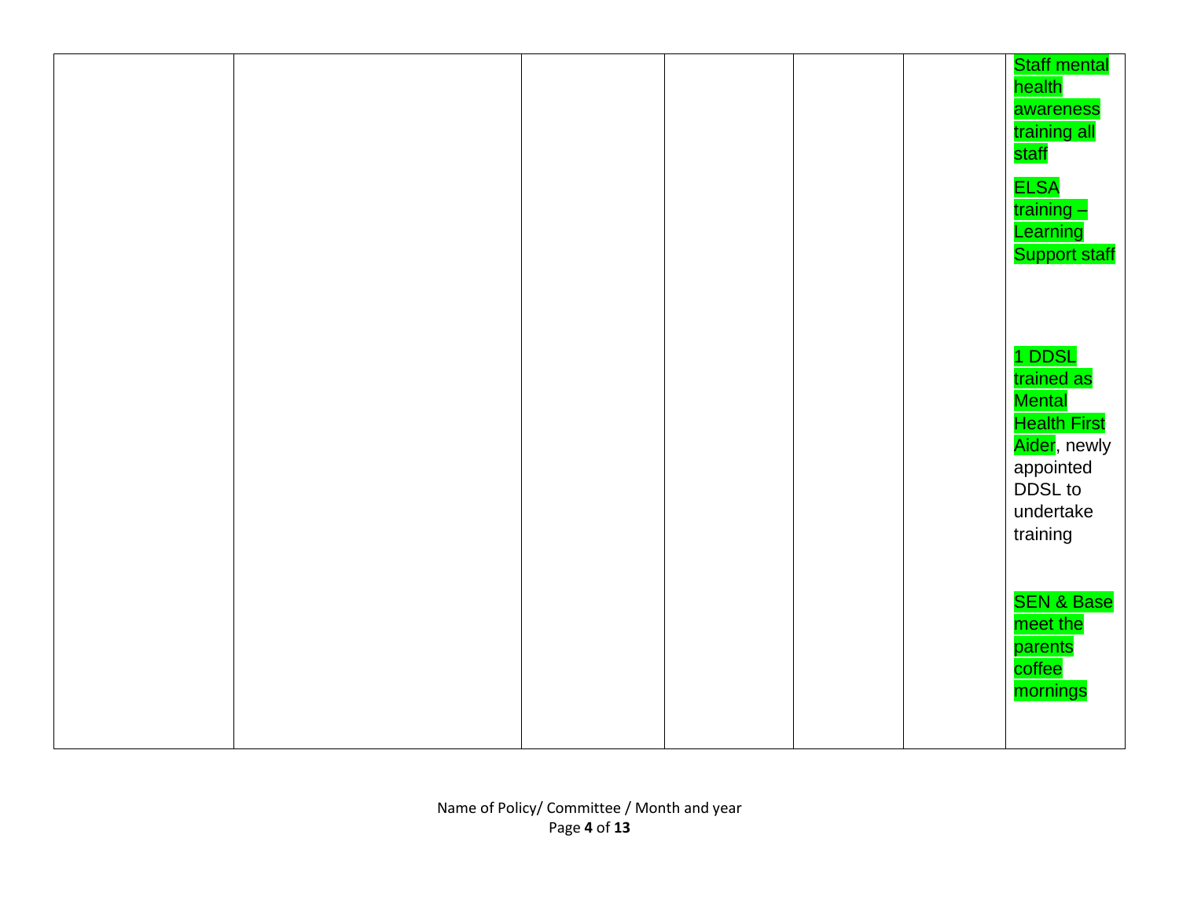|  |  |  |  |  |  |  |
|---|---|---|---|---|---|---|
|  |  |  |  |  |  | Staff mental health awareness training all staff<br><br>ELSA training – Learning Support staff<br><br>1 DDSL trained as Mental Health First Aider, newly appointed DDSL to undertake training<br><br>SEN & Base meet the parents coffee mornings |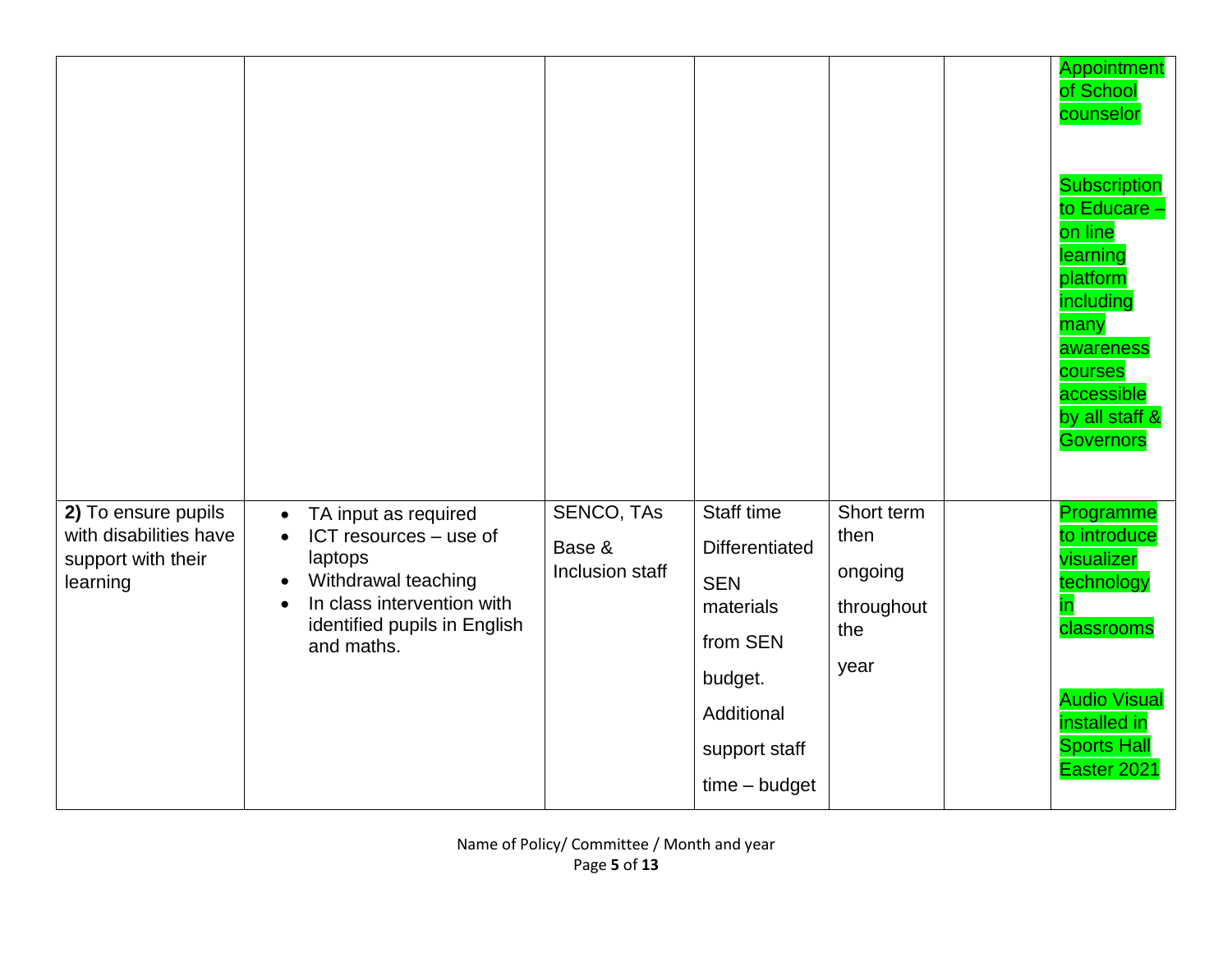| | | | | | | |
|---|---|---|---|---|---|---|
| | | | | | | Appointment of School counselor<br><br>Subscription to Educare – on line learning platform including many awareness courses accessible by all staff & Governors |
| **2)** To ensure pupils with disabilities have support with their learning | • TA input as required<br>• ICT resources – use of laptops<br>• Withdrawal teaching<br>• In class intervention with identified pupils in English and maths. | SENCO, TAs<br><br>Base & Inclusion staff | Staff time<br><br>Differentiated<br><br>SEN materials<br><br>from SEN<br><br>budget.<br><br>Additional<br><br>support staff<br><br>time – budget | Short term then<br><br>ongoing<br><br>throughout the<br><br>year | | Programme to introduce visualizer technology in classrooms<br><br>Audio Visual installed in Sports Hall Easter 2021 |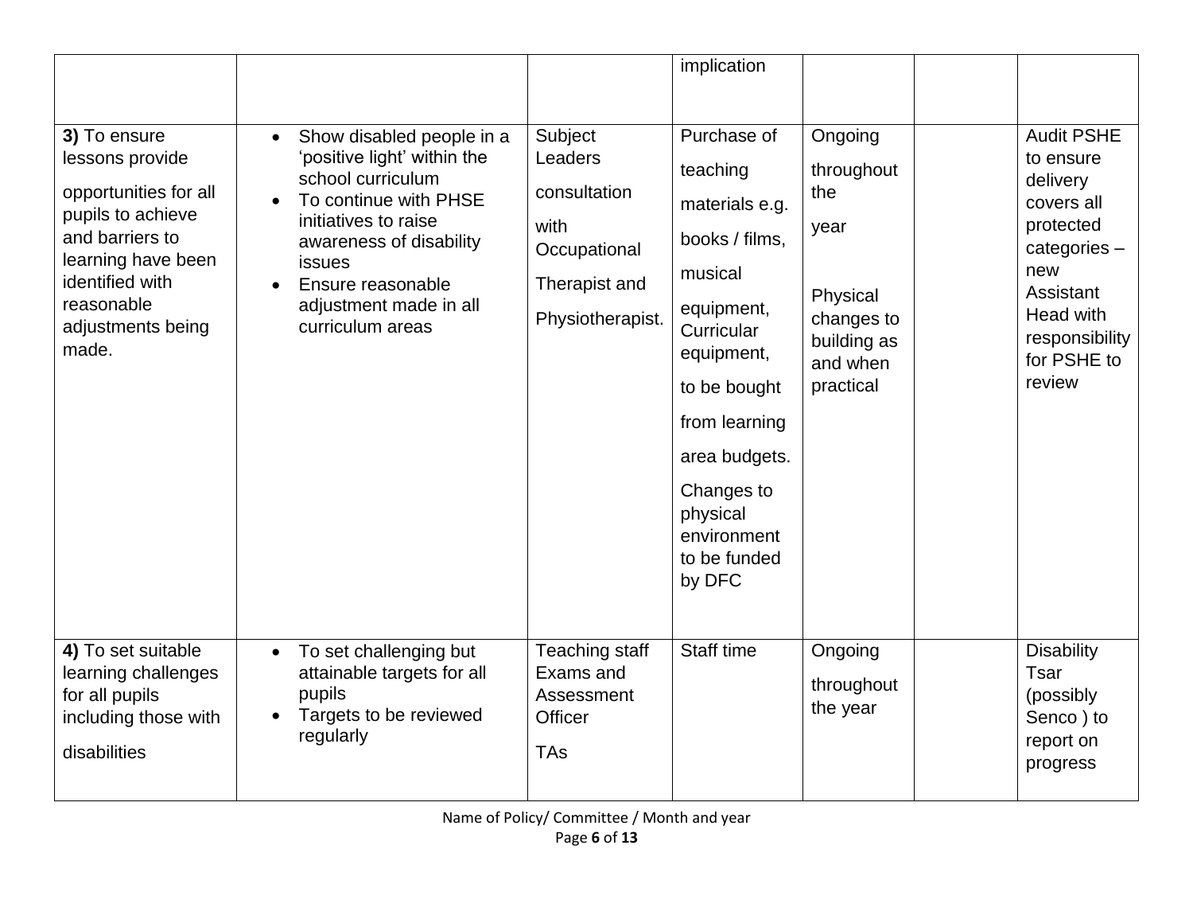| | | | implication | | | |
|---|---|---|---|---|---|---|
| **3)** To ensure lessons provide opportunities for all pupils to achieve and barriers to learning have been identified with reasonable adjustments being made. | • Show disabled people in a 'positive light' within the school curriculum<br>• To continue with PHSE initiatives to raise awareness of disability issues<br>• Ensure reasonable adjustment made in all curriculum areas | Subject Leaders consultation with Occupational Therapist and Physiotherapist. | Purchase of teaching materials e.g. books / films, musical equipment, Curricular equipment, to be bought from learning area budgets.<br>Changes to physical environment to be funded by DFC | Ongoing throughout the year<br><br>Physical changes to building as and when practical | | Audit PSHE to ensure delivery covers all protected categories – new Assistant Head with responsibility for PSHE to review |
| **4)** To set suitable learning challenges for all pupils including those with disabilities | • To set challenging but attainable targets for all pupils<br>• Targets to be reviewed regularly | Teaching staff Exams and Assessment Officer<br>TAs | Staff time | Ongoing throughout the year | | Disability Tsar (possibly Senco ) to report on progress |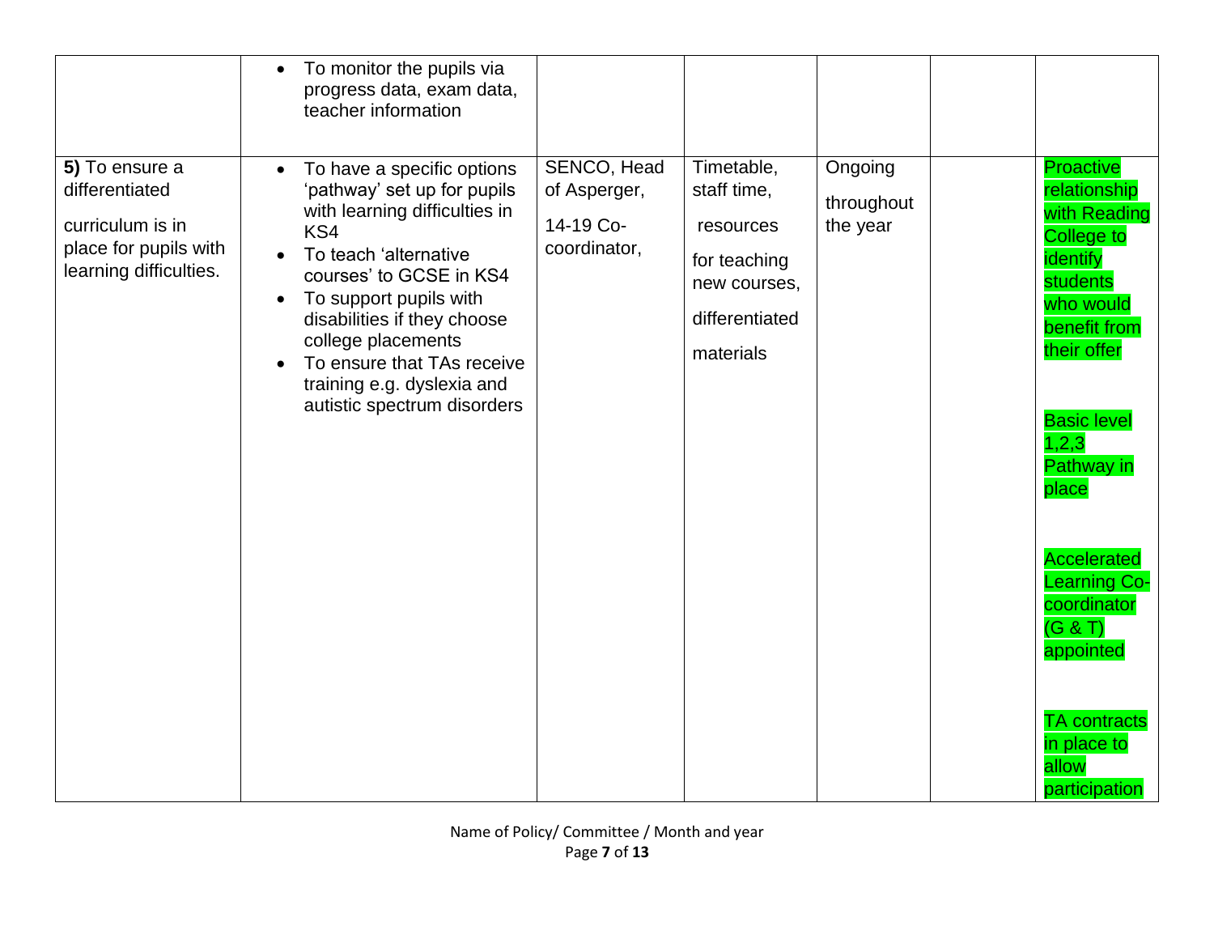| | | | | | | |
|---|---|---|---|---|---|---|
| | • To monitor the pupils via progress data, exam data, teacher information | | | | | |
| **5)** To ensure a differentiated curriculum is in place for pupils with learning difficulties. | • To have a specific options 'pathway' set up for pupils with learning difficulties in KS4<br>• To teach 'alternative courses' to GCSE in KS4<br>• To support pupils with disabilities if they choose college placements<br>• To ensure that TAs receive training e.g. dyslexia and autistic spectrum disorders | SENCO, Head of Asperger, 14-19 Co-coordinator, | Timetable, staff time, resources for teaching new courses, differentiated materials | Ongoing throughout the year | | Proactive relationship with Reading College to identify students who would benefit from their offer<br><br>Basic level 1,2,3 Pathway in place<br><br>Accelerated Learning Co-coordinator (G & T) appointed<br><br>TA contracts in place to allow participation |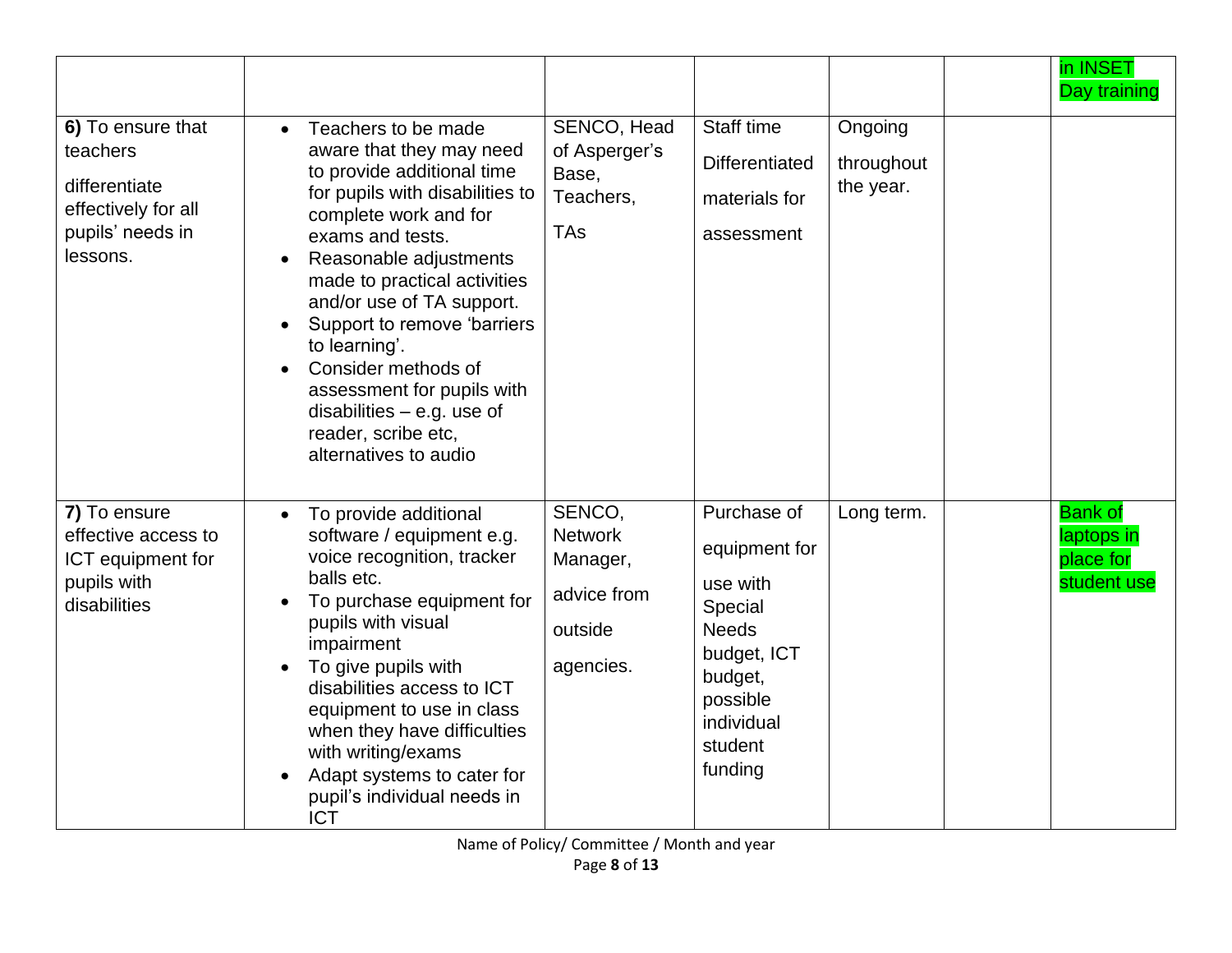| | | | | | | |
|---|---|---|---|---|---|---|
| | | | | | | in INSET Day training |
| **6)** To ensure that teachers differentiate effectively for all pupils' needs in lessons. | • Teachers to be made aware that they may need to provide additional time for pupils with disabilities to complete work and for exams and tests.<br>• Reasonable adjustments made to practical activities and/or use of TA support.<br>• Support to remove 'barriers to learning'.<br>• Consider methods of assessment for pupils with disabilities – e.g. use of reader, scribe etc, alternatives to audio | SENCO, Head of Asperger's Base, Teachers, TAs | Staff time Differentiated materials for assessment | Ongoing throughout the year. | | |
| **7)** To ensure effective access to ICT equipment for pupils with disabilities | • To provide additional software / equipment e.g. voice recognition, tracker balls etc.<br>• To purchase equipment for pupils with visual impairment<br>• To give pupils with disabilities access to ICT equipment to use in class when they have difficulties with writing/exams<br>• Adapt systems to cater for pupil's individual needs in ICT | SENCO, Network Manager, advice from outside agencies. | Purchase of equipment for use with Special Needs budget, ICT budget, possible individual student funding | Long term. | | Bank of laptops in place for student use |

Name of Policy/ Committee / Month and year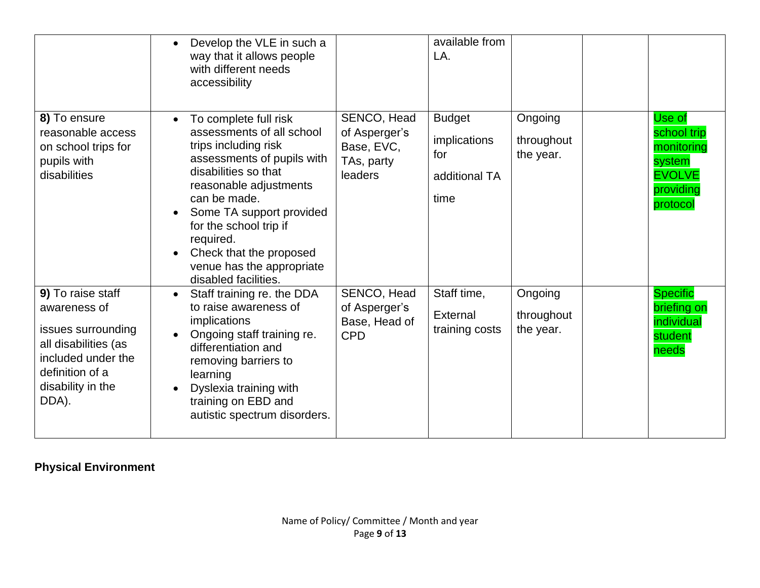| | | | | | | |
|---|---|---|---|---|---|---|
| | • Develop the VLE in such a way that it allows people with different needs accessibility | | available from LA. | | | |
| **8)** To ensure reasonable access on school trips for pupils with disabilities | • To complete full risk assessments of all school trips including risk assessments of pupils with disabilities so that reasonable adjustments can be made.<br>• Some TA support provided for the school trip if required.<br>• Check that the proposed venue has the appropriate disabled facilities. | SENCO, Head of Asperger's Base, EVC, TAs, party leaders | Budget implications for additional TA time | Ongoing throughout the year. | | Use of school trip monitoring system EVOLVE providing protocol |
| **9)** To raise staff awareness of issues surrounding all disabilities (as included under the definition of a disability in the DDA). | • Staff training re. the DDA to raise awareness of implications<br>• Ongoing staff training re. differentiation and removing barriers to learning<br>• Dyslexia training with training on EBD and autistic spectrum disorders. | SENCO, Head of Asperger's Base, Head of CPD | Staff time, External training costs | Ongoing throughout the year. | | Specific briefing on individual student needs |

**Physical Environment**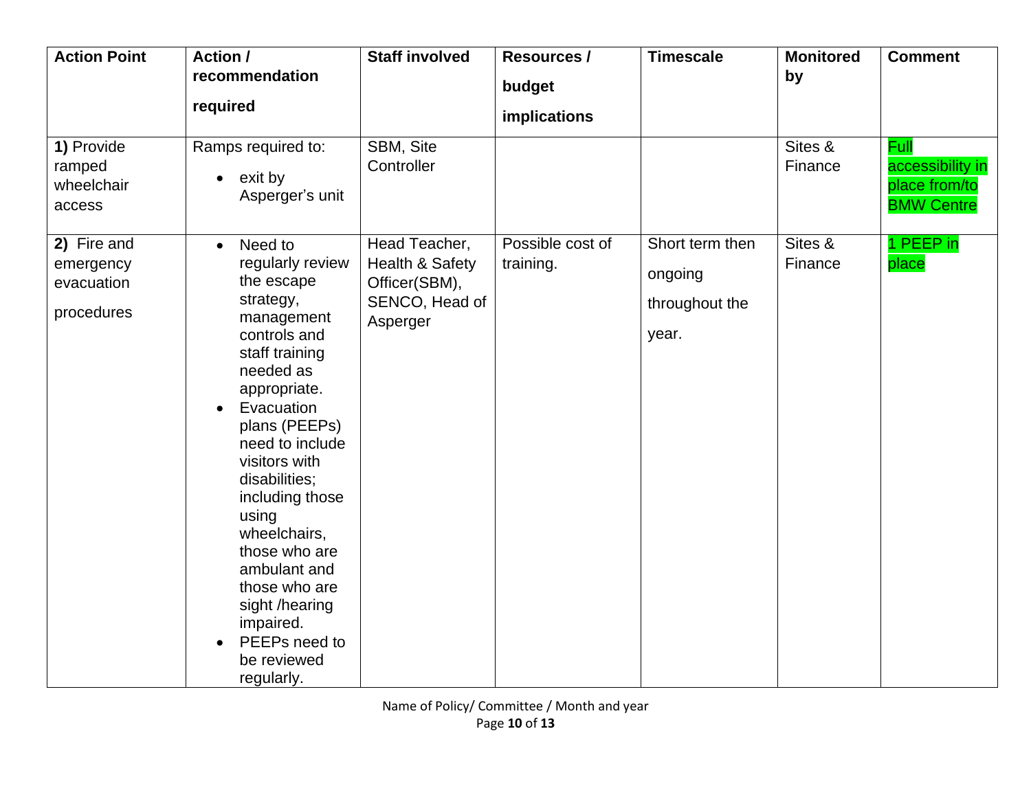| Action Point | Action / recommendation required | Staff involved | Resources / budget implications | Timescale | Monitored by | Comment |
|---|---|---|---|---|---|---|
| **1)** Provide ramped wheelchair access | Ramps required to:<br>• exit by Asperger's unit | SBM, Site Controller | | | Sites & Finance | Full accessibility in place from/to BMW Centre |
| **2)** Fire and emergency evacuation procedures | • Need to regularly review the escape strategy, management controls and staff training needed as appropriate.<br>• Evacuation plans (PEEPs) need to include visitors with disabilities; including those using wheelchairs, those who are ambulant and those who are sight /hearing impaired.<br>• PEEPs need to be reviewed regularly. | Head Teacher, Health & Safety Officer(SBM), SENCO, Head of Asperger | Possible cost of training. | Short term then ongoing throughout the year. | Sites & Finance | 1 PEEP in place |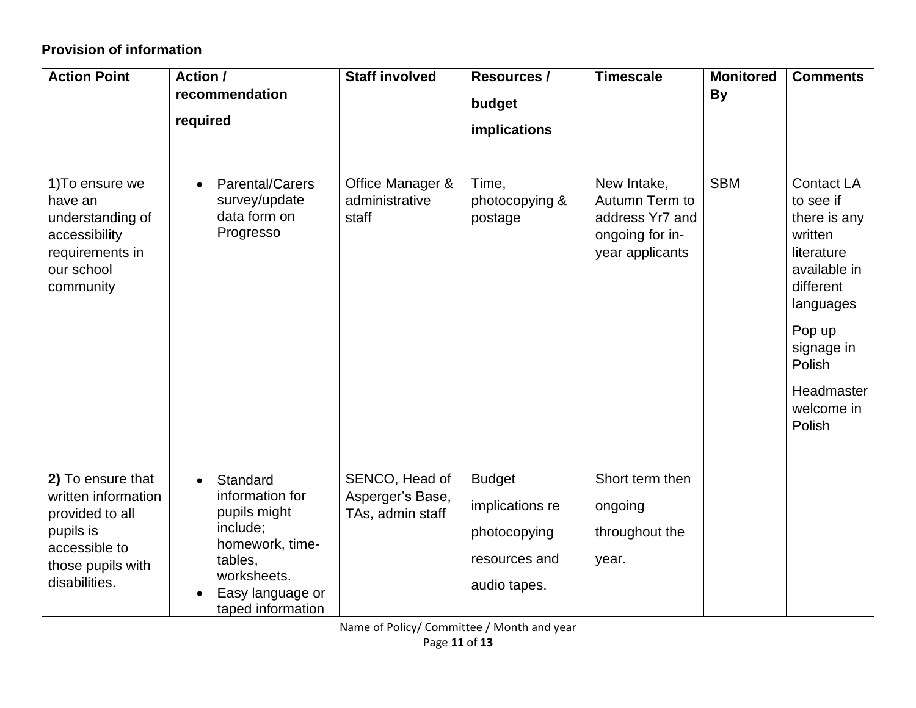**Provision of information**

| Action Point | Action / recommendation required | Staff involved | Resources / budget implications | Timescale | Monitored By | Comments |
|---|---|---|---|---|---|---|
| 1)To ensure we have an understanding of accessibility requirements in our school community | • Parental/Carers survey/update data form on Progresso | Office Manager & administrative staff | Time, photocopying & postage | New Intake, Autumn Term to address Yr7 and ongoing for in-year applicants | SBM | Contact LA to see if there is any written literature available in different languages<br><br>Pop up signage in Polish<br><br>Headmaster welcome in Polish |
| **2)** To ensure that written information provided to all pupils is accessible to those pupils with disabilities. | • Standard information for pupils might include; homework, time-tables, worksheets.<br>• Easy language or taped information | SENCO, Head of Asperger's Base, TAs, admin staff | Budget implications re photocopying resources and audio tapes. | Short term then ongoing throughout the year. | | |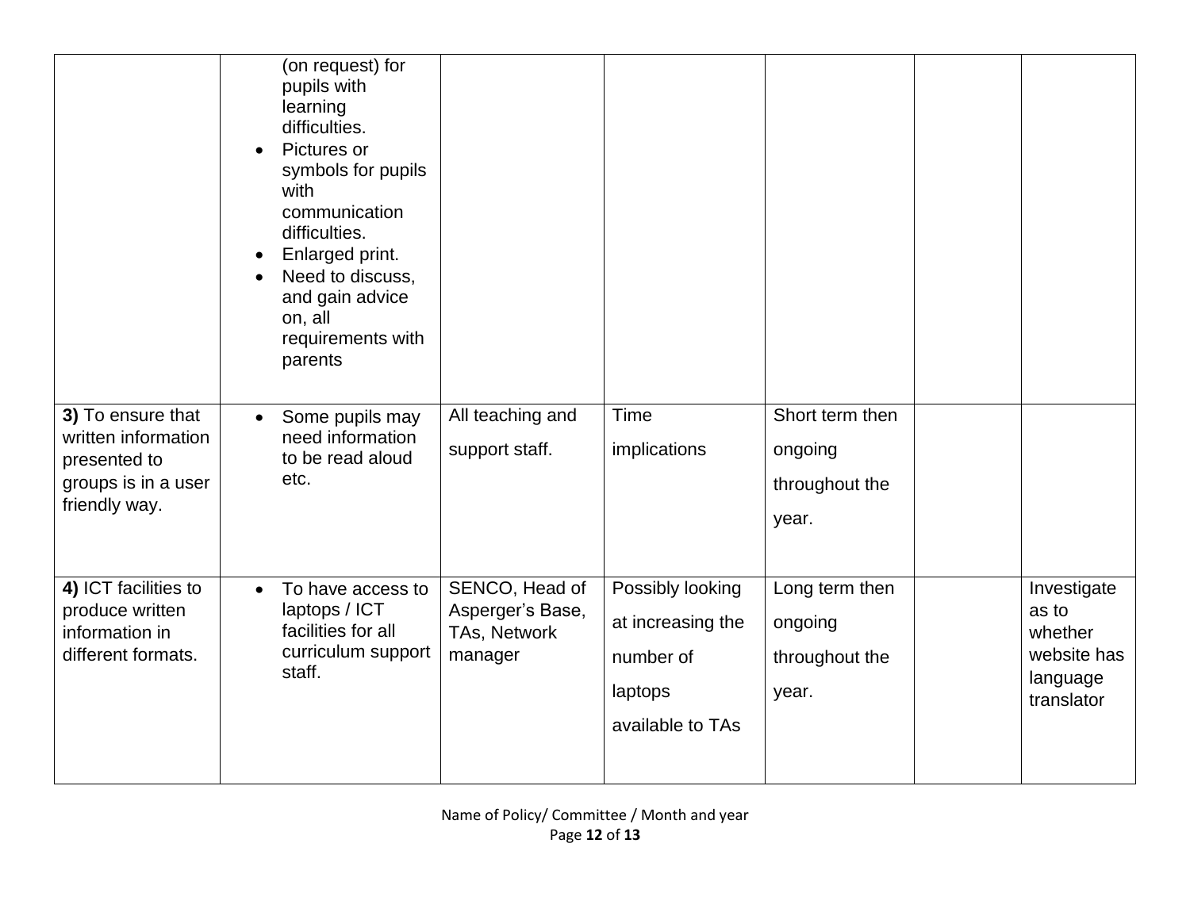| | | | | | | |
|---|---|---|---|---|---|---|
| | (on request) for pupils with learning difficulties.<br>• Pictures or symbols for pupils with communication difficulties.<br>• Enlarged print.<br>• Need to discuss, and gain advice on, all requirements with parents | | | | | |
| **3)** To ensure that written information presented to groups is in a user friendly way. | • Some pupils may need information to be read aloud etc. | All teaching and support staff. | Time implications | Short term then ongoing throughout the year. | | |
| **4)** ICT facilities to produce written information in different formats. | • To have access to laptops / ICT facilities for all curriculum support staff. | SENCO, Head of Asperger's Base, TAs, Network manager | Possibly looking at increasing the number of laptops available to TAs | Long term then ongoing throughout the year. | | Investigate as to whether website has language translator |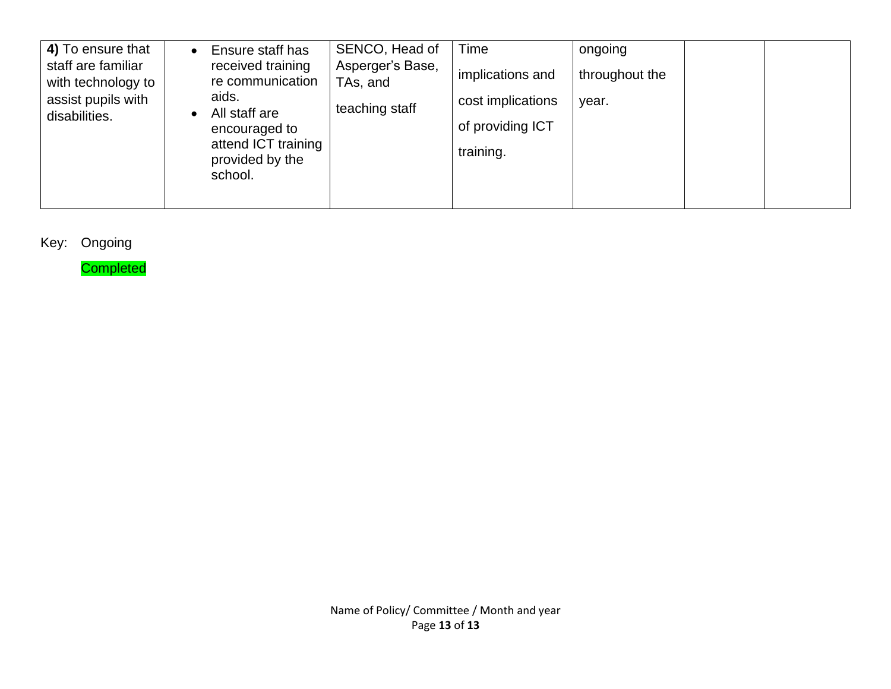| | | | | | | |
|---|---|---|---|---|---|---|
| **4)** To ensure that staff are familiar with technology to assist pupils with disabilities. | • Ensure staff has received training re communication aids.<br>• All staff are encouraged to attend ICT training provided by the school. | SENCO, Head of Asperger's Base, TAs, and teaching staff | Time implications and cost implications of providing ICT training. | ongoing throughout the year. | | |

Key: Ongoing

Completed